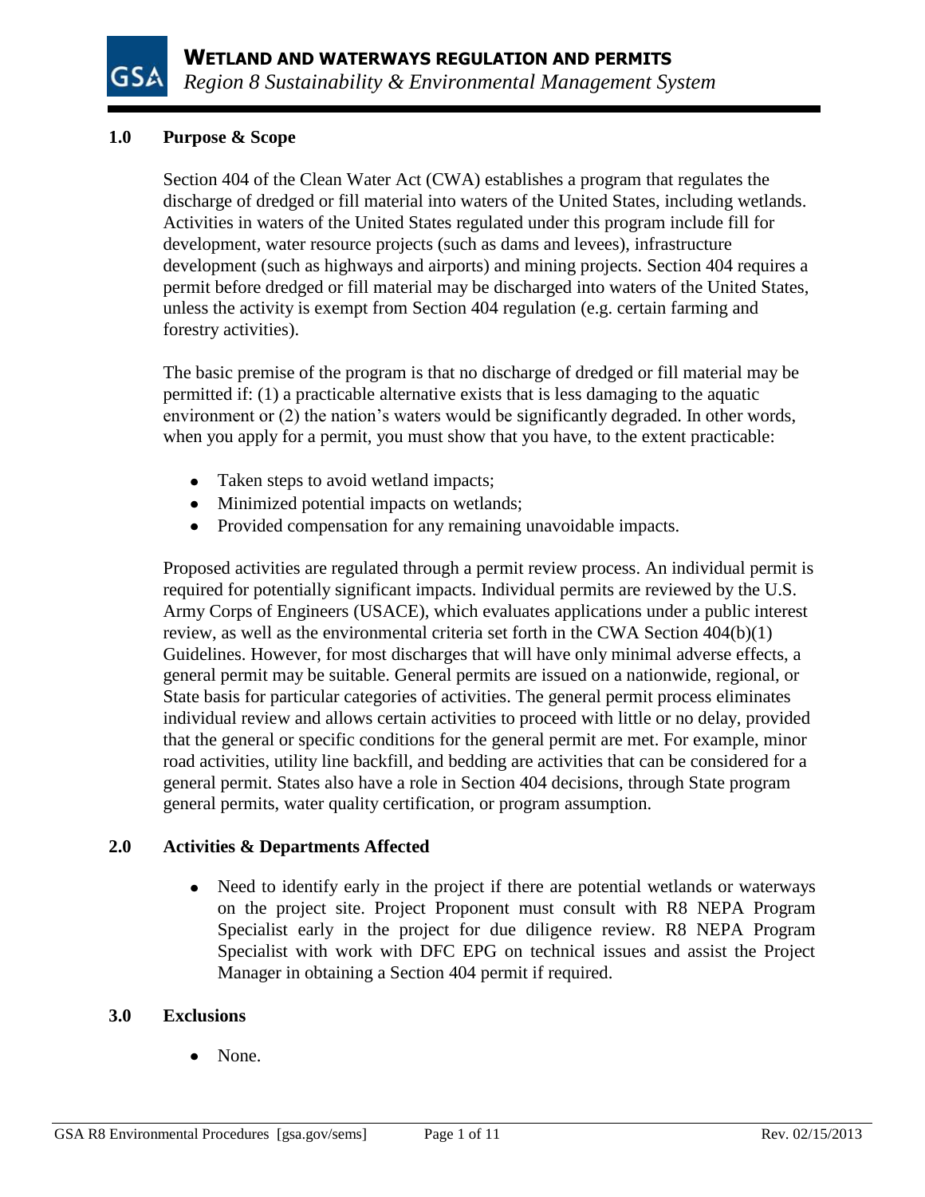# WETLAND AND WATERWAYS REGULATION AND PERMITS

*Region 8 Sustainability & Environmental Management System*

## 1.0 Purpose & Scope

Section 404 of the Clean Water Act (CWA) establishes a program that regulates the discharge of dredged or fill material into waters of the United States, including wetlands. Activities in waters of the United States regulated under this program include fill for development, water resource projects (such as dams and levees), infrastructure development (such as highways and airports) and mining projects. Section 404 requires a permit before dredged or fill material may be discharged into waters of the United States, unless the activity is exempt from Section 404 regulation (e.g. certain farming and forestry activities).

The basic premise of the program is that no discharge of dredged or fill material may be permitted if: (1) a practicable alternative exists that is less damaging to the aquatic environment or (2) the nation's waters would be significantly degraded. In other words, when you apply for a permit, you must show that you have, to the extent practicable:

- Taken steps to avoid wetland impacts;
- Minimized potential impacts on wetlands;
- Provided compensation for any remaining unavoidable impacts.

Proposed activities are regulated through a permit review process. An individual permit is required for potentially significant impacts. Individual permits are reviewed by the U.S. Army Corps of Engineers (USACE), which evaluates applications under a public interest review, as well as the environmental criteria set forth in the CWA Section 404(b)(1) Guidelines. However, for most discharges that will have only minimal adverse effects, a general permit may be suitable. General permits are issued on a nationwide, regional, or State basis for particular categories of activities. The general permit process eliminates individual review and allows certain activities to proceed with little or no delay, provided that the general or specific conditions for the general permit are met. For example, minor road activities, utility line backfill, and bedding are activities that can be considered for a general permit. States also have a role in Section 404 decisions, through State program general permits, water quality certification, or program assumption.

## 2.0 Activities & Departments Affected

- Need to identify early in the project if there are potential wetlands or waterways on the project site. Project Proponent must consult with R8 NEPA Program Specialist early in the project for due diligence review. R8 NEPA Program Specialist with work with DFC EPG on technical issues and assist the Project Manager in obtaining a Section 404 permit if required.

## 3.0 Exclusions

- None.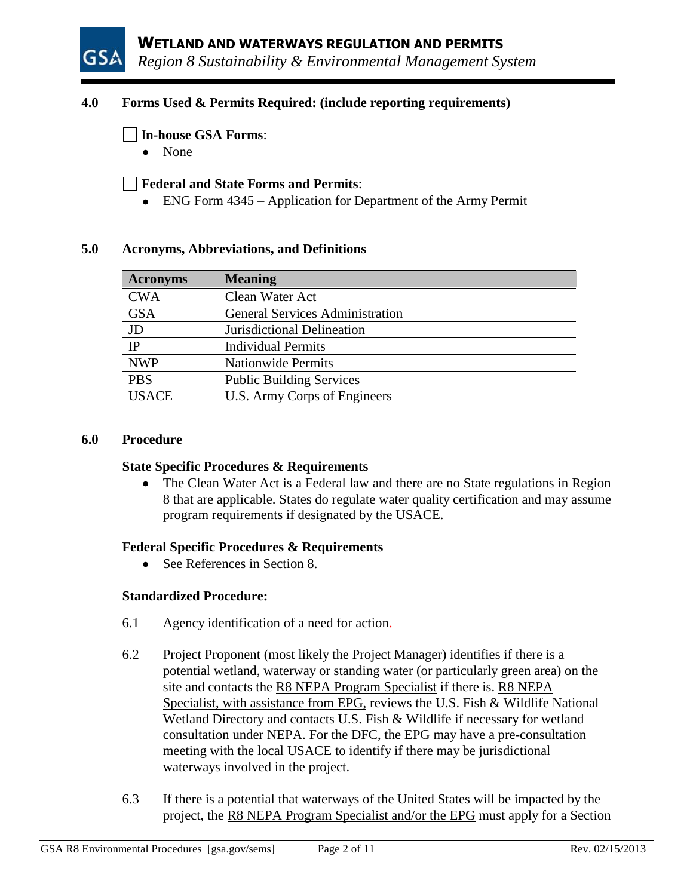## 4.0 Forms Used & Permits Required: (include reporting requirements)

☐ **In-house GSA Forms**:

- None

☐ **Federal and State Forms and Permits**:

- ENG Form 4345 – Application for Department of the Army Permit

## 5.0 Acronyms, Abbreviations, and Definitions

| Acronyms | Meaning |
|---|---|
| CWA | Clean Water Act |
| GSA | General Services Administration |
| JD | Jurisdictional Delineation |
| IP | Individual Permits |
| NWP | Nationwide Permits |
| PBS | Public Building Services |
| USACE | U.S. Army Corps of Engineers |

## 6.0 Procedure

**State Specific Procedures & Requirements**

- The Clean Water Act is a Federal law and there are no State regulations in Region 8 that are applicable. States do regulate water quality certification and may assume program requirements if designated by the USACE.

**Federal Specific Procedures & Requirements**

- See References in Section 8.

**Standardized Procedure:**

6.1 Agency identification of a need for action.

6.2 Project Proponent (most likely the Project Manager) identifies if there is a potential wetland, waterway or standing water (or particularly green area) on the site and contacts the R8 NEPA Program Specialist if there is. R8 NEPA Specialist, with assistance from EPG, reviews the U.S. Fish & Wildlife National Wetland Directory and contacts U.S. Fish & Wildlife if necessary for wetland consultation under NEPA. For the DFC, the EPG may have a pre-consultation meeting with the local USACE to identify if there may be jurisdictional waterways involved in the project.

6.3 If there is a potential that waterways of the United States will be impacted by the project, the R8 NEPA Program Specialist and/or the EPG must apply for a Section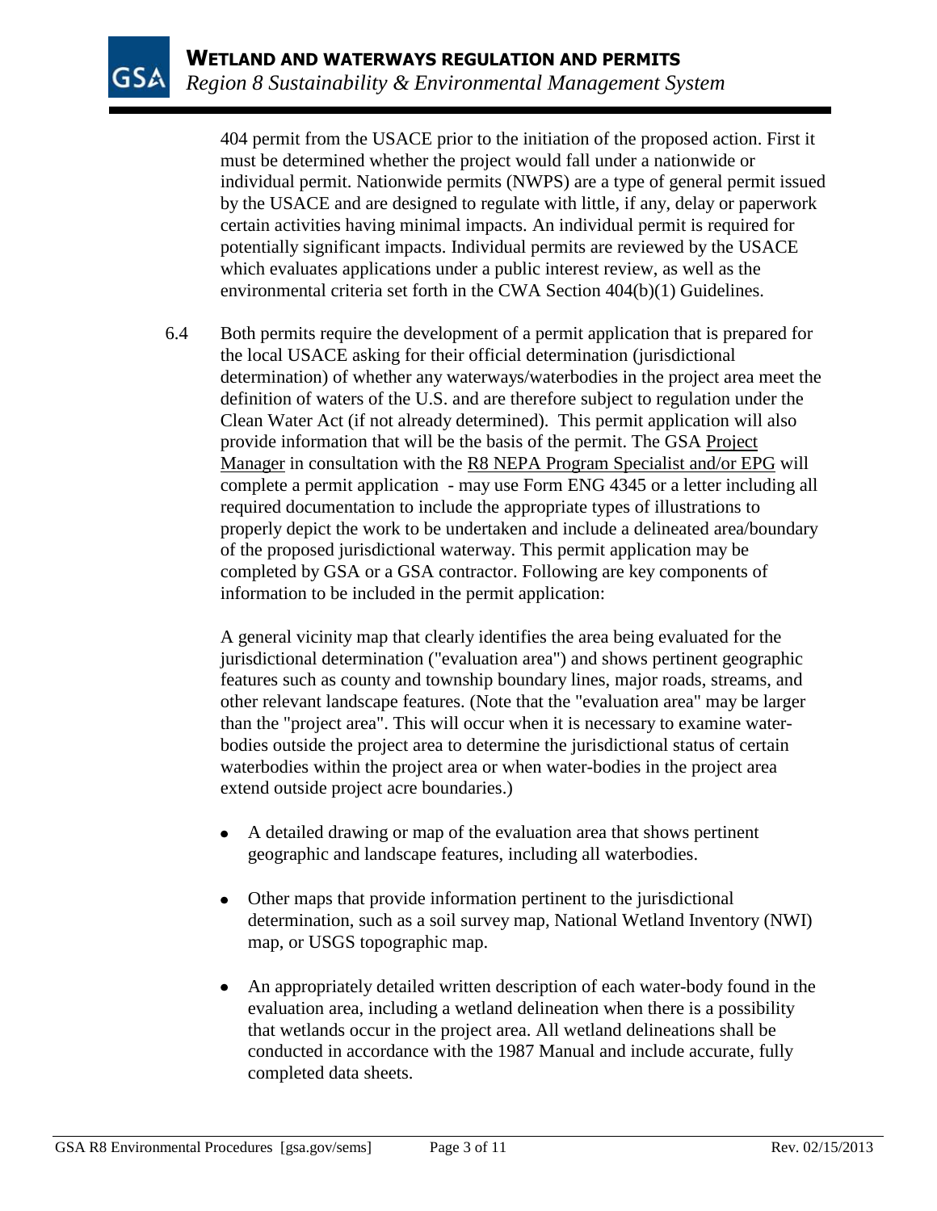404 permit from the USACE prior to the initiation of the proposed action. First it must be determined whether the project would fall under a nationwide or individual permit. Nationwide permits (NWPS) are a type of general permit issued by the USACE and are designed to regulate with little, if any, delay or paperwork certain activities having minimal impacts. An individual permit is required for potentially significant impacts. Individual permits are reviewed by the USACE which evaluates applications under a public interest review, as well as the environmental criteria set forth in the CWA Section 404(b)(1) Guidelines.

6.4 Both permits require the development of a permit application that is prepared for the local USACE asking for their official determination (jurisdictional determination) of whether any waterways/waterbodies in the project area meet the definition of waters of the U.S. and are therefore subject to regulation under the Clean Water Act (if not already determined). This permit application will also provide information that will be the basis of the permit. The GSA Project Manager in consultation with the R8 NEPA Program Specialist and/or EPG will complete a permit application - may use Form ENG 4345 or a letter including all required documentation to include the appropriate types of illustrations to properly depict the work to be undertaken and include a delineated area/boundary of the proposed jurisdictional waterway. This permit application may be completed by GSA or a GSA contractor. Following are key components of information to be included in the permit application:

A general vicinity map that clearly identifies the area being evaluated for the jurisdictional determination ("evaluation area") and shows pertinent geographic features such as county and township boundary lines, major roads, streams, and other relevant landscape features. (Note that the "evaluation area" may be larger than the "project area". This will occur when it is necessary to examine water-bodies outside the project area to determine the jurisdictional status of certain waterbodies within the project area or when water-bodies in the project area extend outside project acre boundaries.)

- A detailed drawing or map of the evaluation area that shows pertinent geographic and landscape features, including all waterbodies.
- Other maps that provide information pertinent to the jurisdictional determination, such as a soil survey map, National Wetland Inventory (NWI) map, or USGS topographic map.
- An appropriately detailed written description of each water-body found in the evaluation area, including a wetland delineation when there is a possibility that wetlands occur in the project area. All wetland delineations shall be conducted in accordance with the 1987 Manual and include accurate, fully completed data sheets.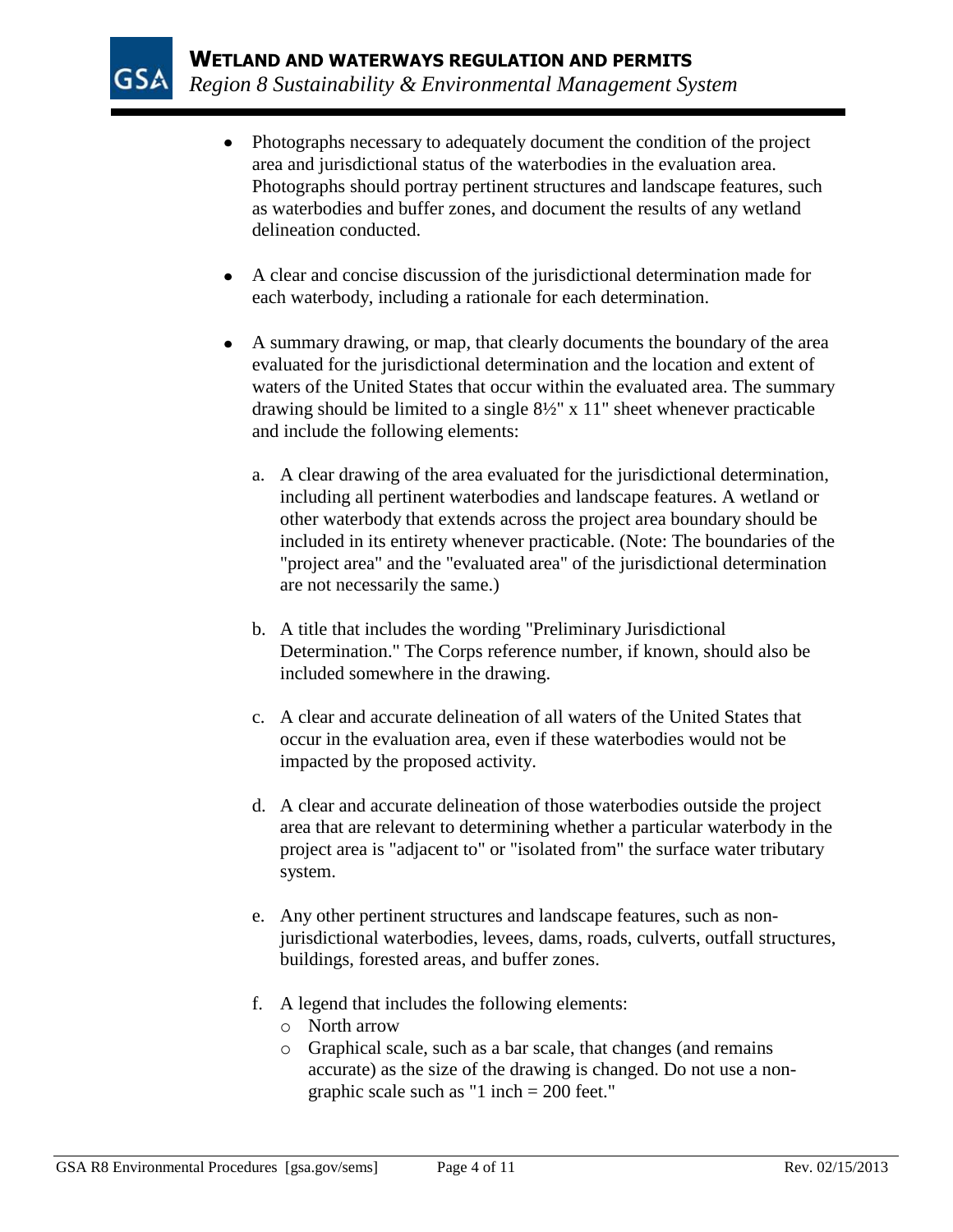- Photographs necessary to adequately document the condition of the project area and jurisdictional status of the waterbodies in the evaluation area. Photographs should portray pertinent structures and landscape features, such as waterbodies and buffer zones, and document the results of any wetland delineation conducted.

- A clear and concise discussion of the jurisdictional determination made for each waterbody, including a rationale for each determination.

- A summary drawing, or map, that clearly documents the boundary of the area evaluated for the jurisdictional determination and the location and extent of waters of the United States that occur within the evaluated area. The summary drawing should be limited to a single 8½" x 11" sheet whenever practicable and include the following elements:

    a. A clear drawing of the area evaluated for the jurisdictional determination, including all pertinent waterbodies and landscape features. A wetland or other waterbody that extends across the project area boundary should be included in its entirety whenever practicable. (Note: The boundaries of the "project area" and the "evaluated area" of the jurisdictional determination are not necessarily the same.)

    b. A title that includes the wording "Preliminary Jurisdictional Determination." The Corps reference number, if known, should also be included somewhere in the drawing.

    c. A clear and accurate delineation of all waters of the United States that occur in the evaluation area, even if these waterbodies would not be impacted by the proposed activity.

    d. A clear and accurate delineation of those waterbodies outside the project area that are relevant to determining whether a particular waterbody in the project area is "adjacent to" or "isolated from" the surface water tributary system.

    e. Any other pertinent structures and landscape features, such as non-jurisdictional waterbodies, levees, dams, roads, culverts, outfall structures, buildings, forested areas, and buffer zones.

    f. A legend that includes the following elements:
        - North arrow
        - Graphical scale, such as a bar scale, that changes (and remains accurate) as the size of the drawing is changed. Do not use a non-graphic scale such as "1 inch = 200 feet."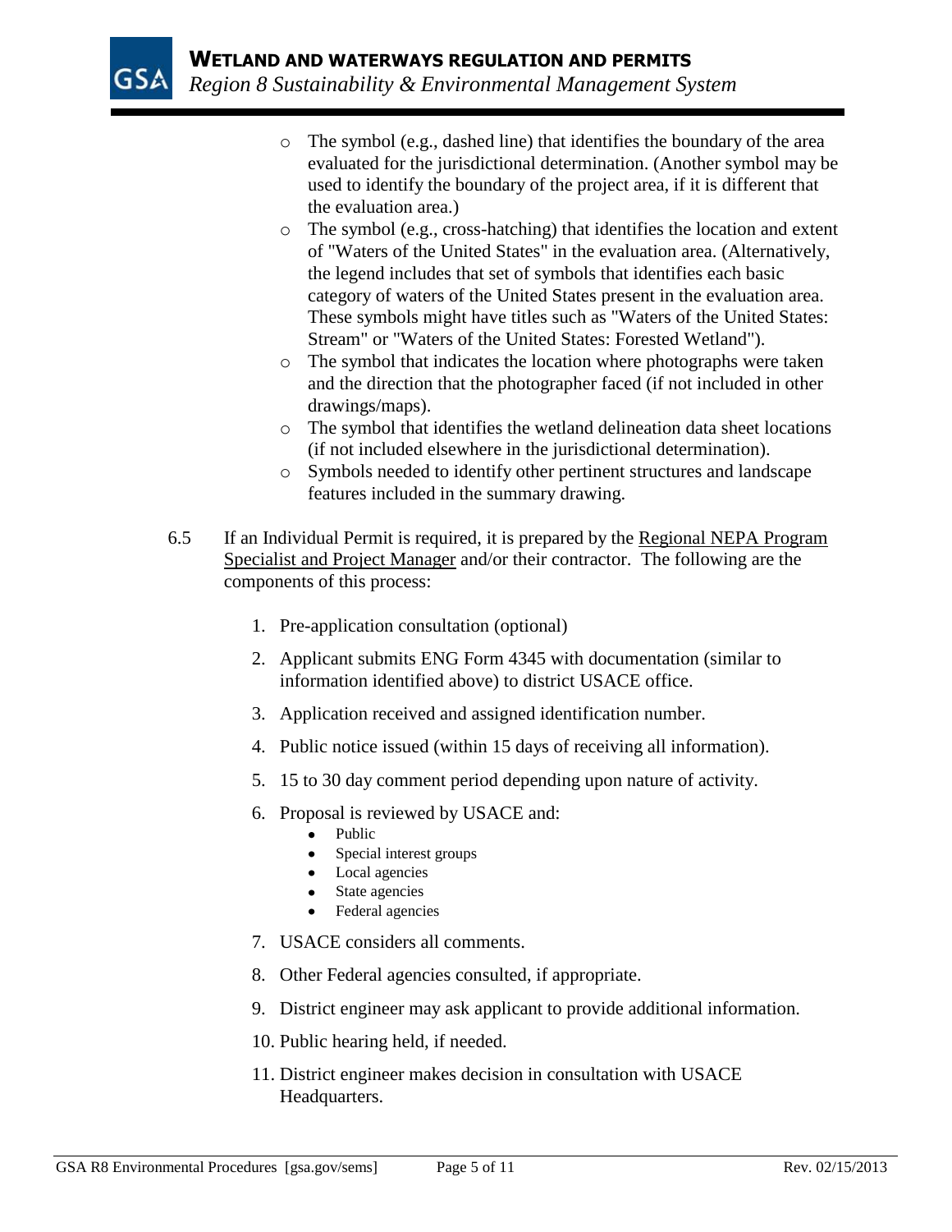- The symbol (e.g., dashed line) that identifies the boundary of the area evaluated for the jurisdictional determination. (Another symbol may be used to identify the boundary of the project area, if it is different that the evaluation area.)
- The symbol (e.g., cross-hatching) that identifies the location and extent of "Waters of the United States" in the evaluation area. (Alternatively, the legend includes that set of symbols that identifies each basic category of waters of the United States present in the evaluation area. These symbols might have titles such as "Waters of the United States: Stream" or "Waters of the United States: Forested Wetland").
- The symbol that indicates the location where photographs were taken and the direction that the photographer faced (if not included in other drawings/maps).
- The symbol that identifies the wetland delineation data sheet locations (if not included elsewhere in the jurisdictional determination).
- Symbols needed to identify other pertinent structures and landscape features included in the summary drawing.

6.5 If an Individual Permit is required, it is prepared by the Regional NEPA Program Specialist and Project Manager and/or their contractor. The following are the components of this process:

1. Pre-application consultation (optional)
2. Applicant submits ENG Form 4345 with documentation (similar to information identified above) to district USACE office.
3. Application received and assigned identification number.
4. Public notice issued (within 15 days of receiving all information).
5. 15 to 30 day comment period depending upon nature of activity.
6. Proposal is reviewed by USACE and:
   - Public
   - Special interest groups
   - Local agencies
   - State agencies
   - Federal agencies
7. USACE considers all comments.
8. Other Federal agencies consulted, if appropriate.
9. District engineer may ask applicant to provide additional information.
10. Public hearing held, if needed.
11. District engineer makes decision in consultation with USACE Headquarters.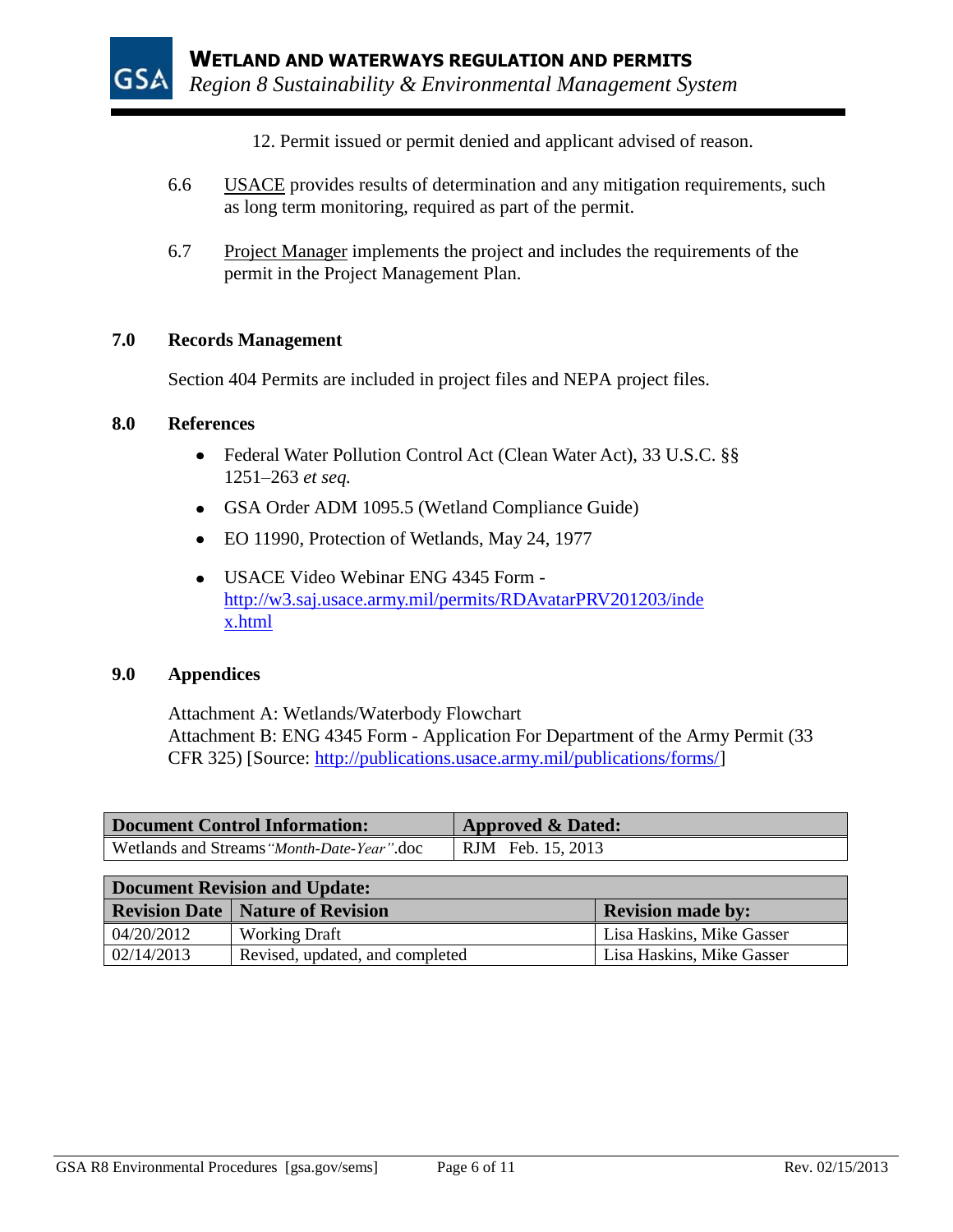12. Permit issued or permit denied and applicant advised of reason.

6.6 USACE provides results of determination and any mitigation requirements, such as long term monitoring, required as part of the permit.

6.7 Project Manager implements the project and includes the requirements of the permit in the Project Management Plan.

## 7.0 Records Management

Section 404 Permits are included in project files and NEPA project files.

## 8.0 References

- Federal Water Pollution Control Act (Clean Water Act), 33 U.S.C. §§ 1251–263 *et seq.*
- GSA Order ADM 1095.5 (Wetland Compliance Guide)
- EO 11990, Protection of Wetlands, May 24, 1977
- USACE Video Webinar ENG 4345 Form - http://w3.saj.usace.army.mil/permits/RDAvatarPRV201203/index.html

## 9.0 Appendices

Attachment A: Wetlands/Waterbody Flowchart
Attachment B: ENG 4345 Form - Application For Department of the Army Permit (33 CFR 325) [Source: http://publications.usace.army.mil/publications/forms/]

| Document Control Information: | Approved & Dated: |
|---|---|
| Wetlands and Streams *"Month-Date-Year"*.doc | RJM Feb. 15, 2013 |

| Document Revision and Update: | | |
|---|---|---|
| **Revision Date** | **Nature of Revision** | **Revision made by:** |
| 04/20/2012 | Working Draft | Lisa Haskins, Mike Gasser |
| 02/14/2013 | Revised, updated, and completed | Lisa Haskins, Mike Gasser |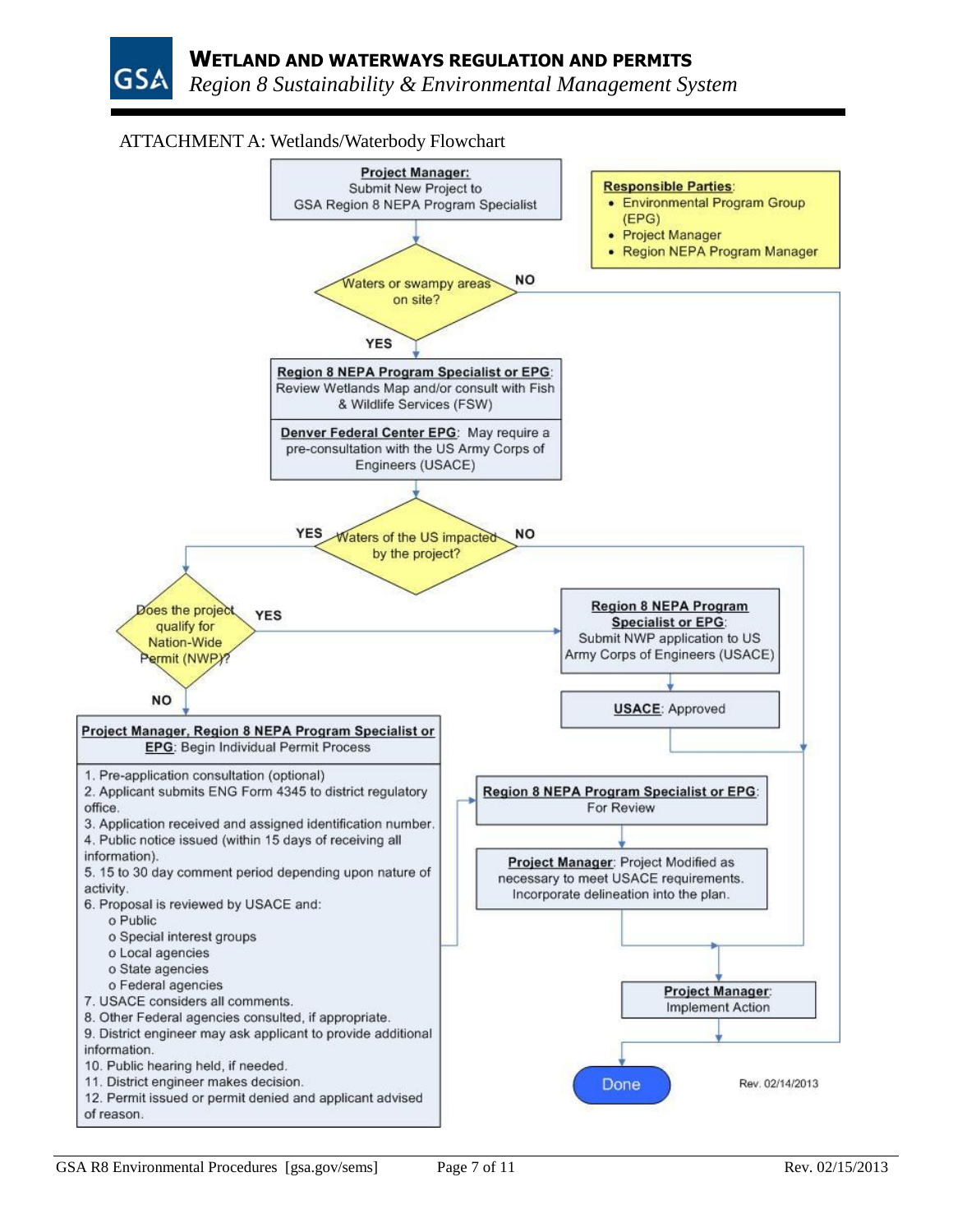ATTACHMENT A: Wetlands/Waterbody Flowchart

**Project Manager:** Submit New Project to GSA Region 8 NEPA Program Specialist

**Responsible Parties:**

- Environmental Program Group (EPG)
- Project Manager
- Region NEPA Program Manager

Waters or swampy areas on site?

- NO → Done
- YES → **Region 8 NEPA Program Specialist or EPG**: Review Wetlands Map and/or consult with Fish & Wildlife Services (FSW)

**Denver Federal Center EPG**: May require a pre-consultation with the US Army Corps of Engineers (USACE)

Waters of the US impacted by the project?

- NO → **Project Manager**: Implement Action
- YES → Does the project qualify for Nation-Wide Permit (NWP)?

Does the project qualify for Nation-Wide Permit (NWP)?

- YES → **Region 8 NEPA Program Specialist or EPG**: Submit NWP application to US Army Corps of Engineers (USACE) → **USACE**: Approved → **Project Manager**: Implement Action
- NO → **Project Manager, Region 8 NEPA Program Specialist or EPG**: Begin Individual Permit Process

1. Pre-application consultation (optional)
2. Applicant submits ENG Form 4345 to district regulatory office.
3. Application received and assigned identification number.
4. Public notice issued (within 15 days of receiving all information).
5. 15 to 30 day comment period depending upon nature of activity.
6. Proposal is reviewed by USACE and:
   - Public
   - Special interest groups
   - Local agencies
   - State agencies
   - Federal agencies
7. USACE considers all comments.
8. Other Federal agencies consulted, if appropriate.
9. District engineer may ask applicant to provide additional information.
10. Public hearing held, if needed.
11. District engineer makes decision.
12. Permit issued or permit denied and applicant advised of reason.

→ **Region 8 NEPA Program Specialist or EPG**: For Review

→ **Project Manager**: Project Modified as necessary to meet USACE requirements. Incorporate delineation into the plan.

→ **Project Manager**: Implement Action

→ Done

Rev. 02/14/2013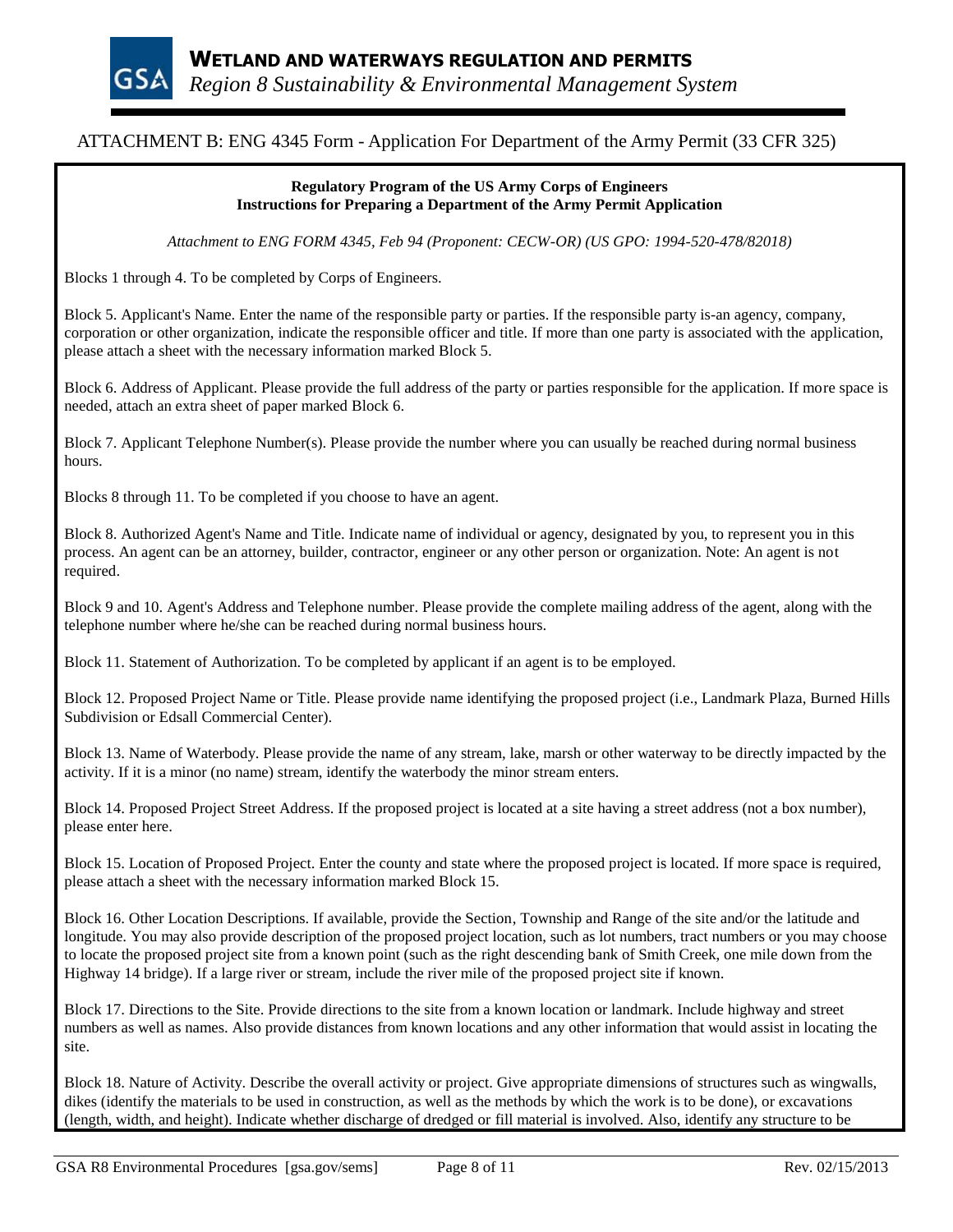## ATTACHMENT B: ENG 4345 Form - Application For Department of the Army Permit (33 CFR 325)

**Regulatory Program of the US Army Corps of Engineers**
**Instructions for Preparing a Department of the Army Permit Application**

*Attachment to ENG FORM 4345, Feb 94 (Proponent: CECW-OR) (US GPO: 1994-520-478/82018)*

Blocks 1 through 4. To be completed by Corps of Engineers.

Block 5. Applicant's Name. Enter the name of the responsible party or parties. If the responsible party is-an agency, company, corporation or other organization, indicate the responsible officer and title. If more than one party is associated with the application, please attach a sheet with the necessary information marked Block 5.

Block 6. Address of Applicant. Please provide the full address of the party or parties responsible for the application. If more space is needed, attach an extra sheet of paper marked Block 6.

Block 7. Applicant Telephone Number(s). Please provide the number where you can usually be reached during normal business hours.

Blocks 8 through 11. To be completed if you choose to have an agent.

Block 8. Authorized Agent's Name and Title. Indicate name of individual or agency, designated by you, to represent you in this process. An agent can be an attorney, builder, contractor, engineer or any other person or organization. Note: An agent is not required.

Block 9 and 10. Agent's Address and Telephone number. Please provide the complete mailing address of the agent, along with the telephone number where he/she can be reached during normal business hours.

Block 11. Statement of Authorization. To be completed by applicant if an agent is to be employed.

Block 12. Proposed Project Name or Title. Please provide name identifying the proposed project (i.e., Landmark Plaza, Burned Hills Subdivision or Edsall Commercial Center).

Block 13. Name of Waterbody. Please provide the name of any stream, lake, marsh or other waterway to be directly impacted by the activity. If it is a minor (no name) stream, identify the waterbody the minor stream enters.

Block 14. Proposed Project Street Address. If the proposed project is located at a site having a street address (not a box number), please enter here.

Block 15. Location of Proposed Project. Enter the county and state where the proposed project is located. If more space is required, please attach a sheet with the necessary information marked Block 15.

Block 16. Other Location Descriptions. If available, provide the Section, Township and Range of the site and/or the latitude and longitude. You may also provide description of the proposed project location, such as lot numbers, tract numbers or you may choose to locate the proposed project site from a known point (such as the right descending bank of Smith Creek, one mile down from the Highway 14 bridge). If a large river or stream, include the river mile of the proposed project site if known.

Block 17. Directions to the Site. Provide directions to the site from a known location or landmark. Include highway and street numbers as well as names. Also provide distances from known locations and any other information that would assist in locating the site.

Block 18. Nature of Activity. Describe the overall activity or project. Give appropriate dimensions of structures such as wingwalls, dikes (identify the materials to be used in construction, as well as the methods by which the work is to be done), or excavations (length, width, and height). Indicate whether discharge of dredged or fill material is involved. Also, identify any structure to be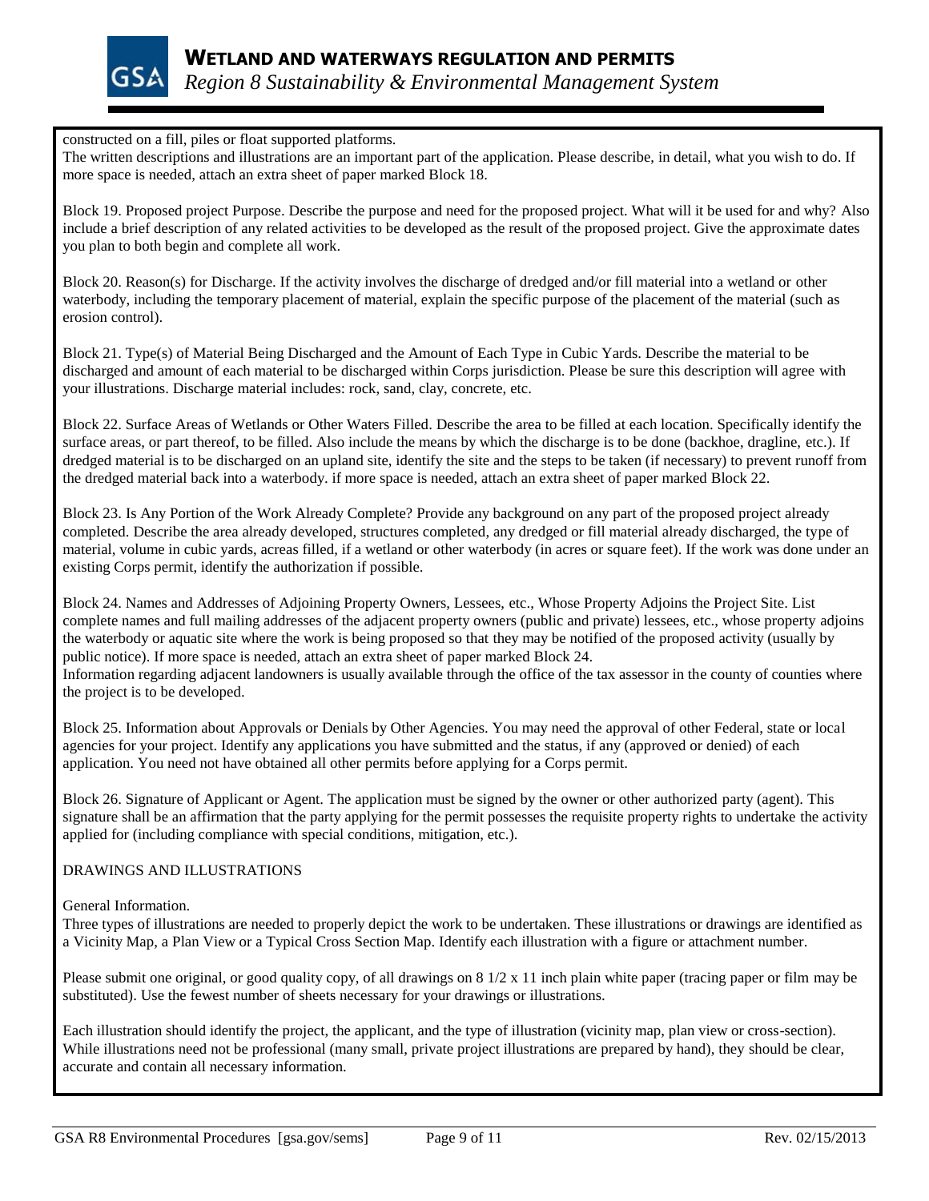constructed on a fill, piles or float supported platforms.
The written descriptions and illustrations are an important part of the application. Please describe, in detail, what you wish to do. If more space is needed, attach an extra sheet of paper marked Block 18.

Block 19. Proposed project Purpose. Describe the purpose and need for the proposed project. What will it be used for and why? Also include a brief description of any related activities to be developed as the result of the proposed project. Give the approximate dates you plan to both begin and complete all work.

Block 20. Reason(s) for Discharge. If the activity involves the discharge of dredged and/or fill material into a wetland or other waterbody, including the temporary placement of material, explain the specific purpose of the placement of the material (such as erosion control).

Block 21. Type(s) of Material Being Discharged and the Amount of Each Type in Cubic Yards. Describe the material to be discharged and amount of each material to be discharged within Corps jurisdiction. Please be sure this description will agree with your illustrations. Discharge material includes: rock, sand, clay, concrete, etc.

Block 22. Surface Areas of Wetlands or Other Waters Filled. Describe the area to be filled at each location. Specifically identify the surface areas, or part thereof, to be filled. Also include the means by which the discharge is to be done (backhoe, dragline, etc.). If dredged material is to be discharged on an upland site, identify the site and the steps to be taken (if necessary) to prevent runoff from the dredged material back into a waterbody. if more space is needed, attach an extra sheet of paper marked Block 22.

Block 23. Is Any Portion of the Work Already Complete? Provide any background on any part of the proposed project already completed. Describe the area already developed, structures completed, any dredged or fill material already discharged, the type of material, volume in cubic yards, acreas filled, if a wetland or other waterbody (in acres or square feet). If the work was done under an existing Corps permit, identify the authorization if possible.

Block 24. Names and Addresses of Adjoining Property Owners, Lessees, etc., Whose Property Adjoins the Project Site. List complete names and full mailing addresses of the adjacent property owners (public and private) lessees, etc., whose property adjoins the waterbody or aquatic site where the work is being proposed so that they may be notified of the proposed activity (usually by public notice). If more space is needed, attach an extra sheet of paper marked Block 24.
Information regarding adjacent landowners is usually available through the office of the tax assessor in the county of counties where the project is to be developed.

Block 25. Information about Approvals or Denials by Other Agencies. You may need the approval of other Federal, state or local agencies for your project. Identify any applications you have submitted and the status, if any (approved or denied) of each application. You need not have obtained all other permits before applying for a Corps permit.

Block 26. Signature of Applicant or Agent. The application must be signed by the owner or other authorized party (agent). This signature shall be an affirmation that the party applying for the permit possesses the requisite property rights to undertake the activity applied for (including compliance with special conditions, mitigation, etc.).

DRAWINGS AND ILLUSTRATIONS

General Information.
Three types of illustrations are needed to properly depict the work to be undertaken. These illustrations or drawings are identified as a Vicinity Map, a Plan View or a Typical Cross Section Map. Identify each illustration with a figure or attachment number.

Please submit one original, or good quality copy, of all drawings on 8 1/2 x 11 inch plain white paper (tracing paper or film may be substituted). Use the fewest number of sheets necessary for your drawings or illustrations.

Each illustration should identify the project, the applicant, and the type of illustration (vicinity map, plan view or cross-section). While illustrations need not be professional (many small, private project illustrations are prepared by hand), they should be clear, accurate and contain all necessary information.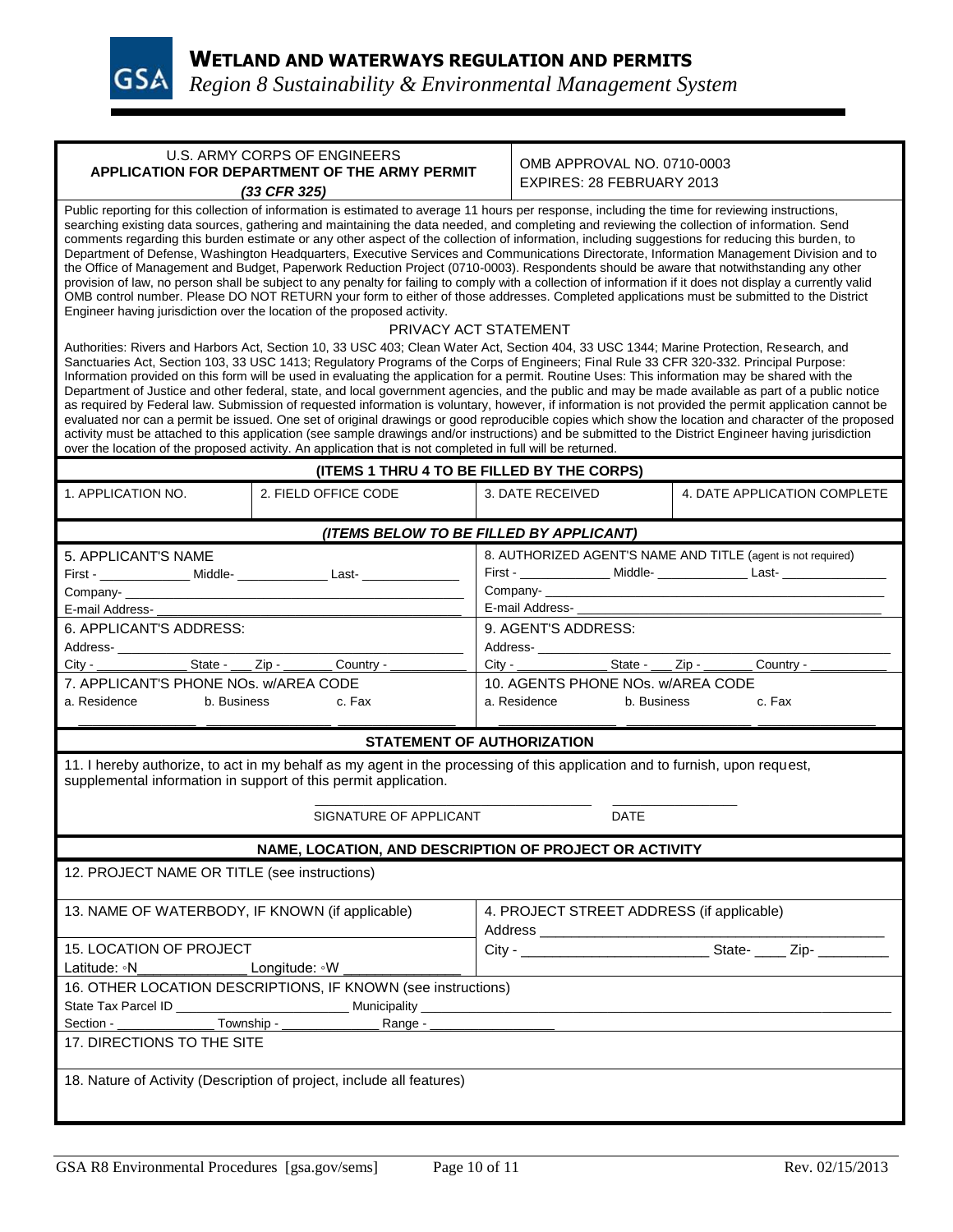# WETLAND AND WATERWAYS REGULATION AND PERMITS

*Region 8 Sustainability & Environmental Management System*

| U.S. ARMY CORPS OF ENGINEERS<br>**APPLICATION FOR DEPARTMENT OF THE ARMY PERMIT**<br>***(33 CFR 325)*** | OMB APPROVAL NO. 0710-0003<br>EXPIRES: 28 FEBRUARY 2013 |
|---|---|

Public reporting for this collection of information is estimated to average 11 hours per response, including the time for reviewing instructions, searching existing data sources, gathering and maintaining the data needed, and completing and reviewing the collection of information. Send comments regarding this burden estimate or any other aspect of the collection of information, including suggestions for reducing this burden, to Department of Defense, Washington Headquarters, Executive Services and Communications Directorate, Information Management Division and to the Office of Management and Budget, Paperwork Reduction Project (0710-0003). Respondents should be aware that notwithstanding any other provision of law, no person shall be subject to any penalty for failing to comply with a collection of information if it does not display a currently valid OMB control number. Please DO NOT RETURN your form to either of those addresses. Completed applications must be submitted to the District Engineer having jurisdiction over the location of the proposed activity.

PRIVACY ACT STATEMENT

Authorities: Rivers and Harbors Act, Section 10, 33 USC 403; Clean Water Act, Section 404, 33 USC 1344; Marine Protection, Research, and Sanctuaries Act, Section 103, 33 USC 1413; Regulatory Programs of the Corps of Engineers; Final Rule 33 CFR 320-332. Principal Purpose: Information provided on this form will be used in evaluating the application for a permit. Routine Uses: This information may be shared with the Department of Justice and other federal, state, and local government agencies, and the public and may be made available as part of a public notice as required by Federal law. Submission of requested information is voluntary, however, if information is not provided the permit application cannot be evaluated nor can a permit be issued. One set of original drawings or good reproducible copies which show the location and character of the proposed activity must be attached to this application (see sample drawings and/or instructions) and be submitted to the District Engineer having jurisdiction over the location of the proposed activity. An application that is not completed in full will be returned.

**(ITEMS 1 THRU 4 TO BE FILLED BY THE CORPS)**

| 1. APPLICATION NO. | 2. FIELD OFFICE CODE | 3. DATE RECEIVED | 4. DATE APPLICATION COMPLETE |
|---|---|---|---|
| | | | |

***(ITEMS BELOW TO BE FILLED BY APPLICANT)***

| 5. APPLICANT'S NAME | 8. AUTHORIZED AGENT'S NAME AND TITLE (agent is not required) |
|---|---|
| First - ____________ Middle- ____________ Last- ____________ | First - ____________ Middle- ____________ Last- ____________ |
| Company- ____________ | Company- ____________ |
| E-mail Address- ____________ | E-mail Address- ____________ |
| 6. APPLICANT'S ADDRESS: | 9. AGENT'S ADDRESS: |
| Address- ____________ | Address- ____________ |
| City - ________ State - ___ Zip - ______ Country - ________ | City - ________ State - ___ Zip - ______ Country - ________ |
| 7. APPLICANT'S PHONE NOs. w/AREA CODE | 10. AGENTS PHONE NOs. w/AREA CODE |
| a. Residence  b. Business  c. Fax | a. Residence  b. Business  c. Fax |

**STATEMENT OF AUTHORIZATION**

11. I hereby authorize, to act in my behalf as my agent in the processing of this application and to furnish, upon request, supplemental information in support of this permit application.

________________________________ ________________

SIGNATURE OF APPLICANT DATE

**NAME, LOCATION, AND DESCRIPTION OF PROJECT OR ACTIVITY**

12. PROJECT NAME OR TITLE (see instructions)

| 13. NAME OF WATERBODY, IF KNOWN (if applicable) | 14. PROJECT STREET ADDRESS (if applicable)<br>Address ____________ |
|---|---|
| 15. LOCATION OF PROJECT<br>Latitude: ◦N____________ Longitude: ◦W ____________ | City - ____________ State- ____ Zip- ________ |

16. OTHER LOCATION DESCRIPTIONS, IF KNOWN (see instructions)

State Tax Parcel ID ____________ Municipality ____________

Section - ____________ Township - ____________ Range - ____________

17. DIRECTIONS TO THE SITE

18. Nature of Activity (Description of project, include all features)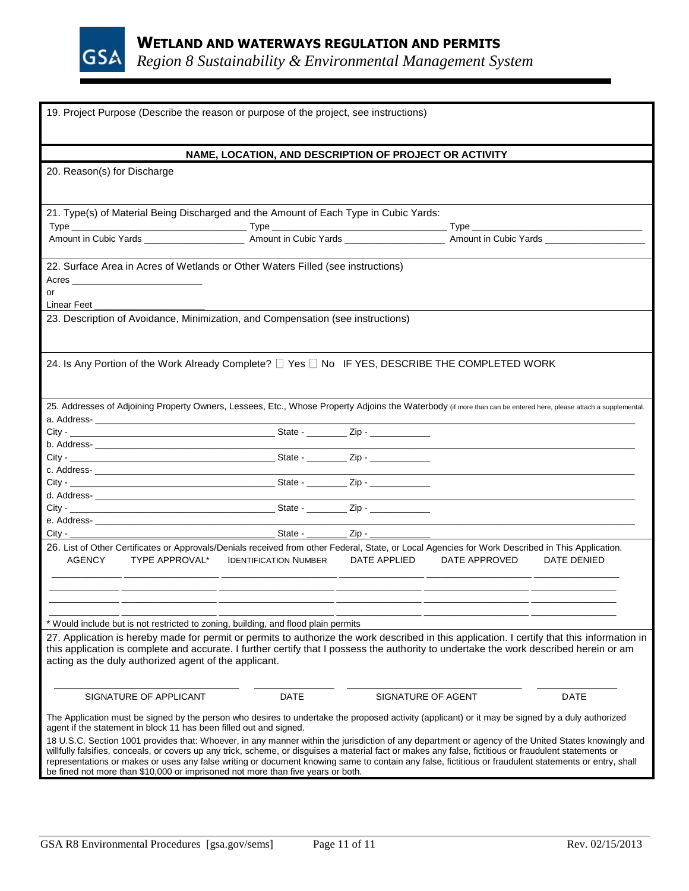19. Project Purpose (Describe the reason or purpose of the project, see instructions)

**NAME, LOCATION, AND DESCRIPTION OF PROJECT OR ACTIVITY**

20. Reason(s) for Discharge

21. Type(s) of Material Being Discharged and the Amount of Each Type in Cubic Yards:

Type ________________ Type ________________ Type ________________

Amount in Cubic Yards ________________ Amount in Cubic Yards ________________ Amount in Cubic Yards ________________

22. Surface Area in Acres of Wetlands or Other Waters Filled (see instructions)

Acres ________________

or

Linear Feet ________________

23. Description of Avoidance, Minimization, and Compensation (see instructions)

24. Is Any Portion of the Work Already Complete? ☐ Yes ☐ No IF YES, DESCRIBE THE COMPLETED WORK

25. Addresses of Adjoining Property Owners, Lessees, Etc., Whose Property Adjoins the Waterbody (if more than can be entered here, please attach a supplemental.

a. Address- ________________

City - ________________ State - ________ Zip - ________

b. Address- ________________

City - ________________ State - ________ Zip - ________

c. Address- ________________

City - ________________ State - ________ Zip - ________

d. Address- ________________

City - ________________ State - ________ Zip - ________

e. Address- ________________

City - ________________ State - ________ Zip - ________

26. List of Other Certificates or Approvals/Denials received from other Federal, State, or Local Agencies for Work Described in This Application.

| AGENCY | TYPE APPROVAL* | IDENTIFICATION NUMBER | DATE APPLIED | DATE APPROVED | DATE DENIED |
|---|---|---|---|---|---|
| | | | | | |
| | | | | | |
| | | | | | |
| | | | | | |

* Would include but is not restricted to zoning, building, and flood plain permits

27. Application is hereby made for permit or permits to authorize the work described in this application. I certify that this information in this application is complete and accurate. I further certify that I possess the authority to undertake the work described herein or am acting as the duly authorized agent of the applicant.

________________ ________ ________________ ________

SIGNATURE OF APPLICANT DATE SIGNATURE OF AGENT DATE

The Application must be signed by the person who desires to undertake the proposed activity (applicant) or it may be signed by a duly authorized agent if the statement in block 11 has been filled out and signed.

18 U.S.C. Section 1001 provides that: Whoever, in any manner within the jurisdiction of any department or agency of the United States knowingly and willfully falsifies, conceals, or covers up any trick, scheme, or disguises a material fact or makes any false, fictitious or fraudulent statements or representations or makes or uses any false writing or document knowing same to contain any false, fictitious or fraudulent statements or entry, shall be fined not more than $10,000 or imprisoned not more than five years or both.